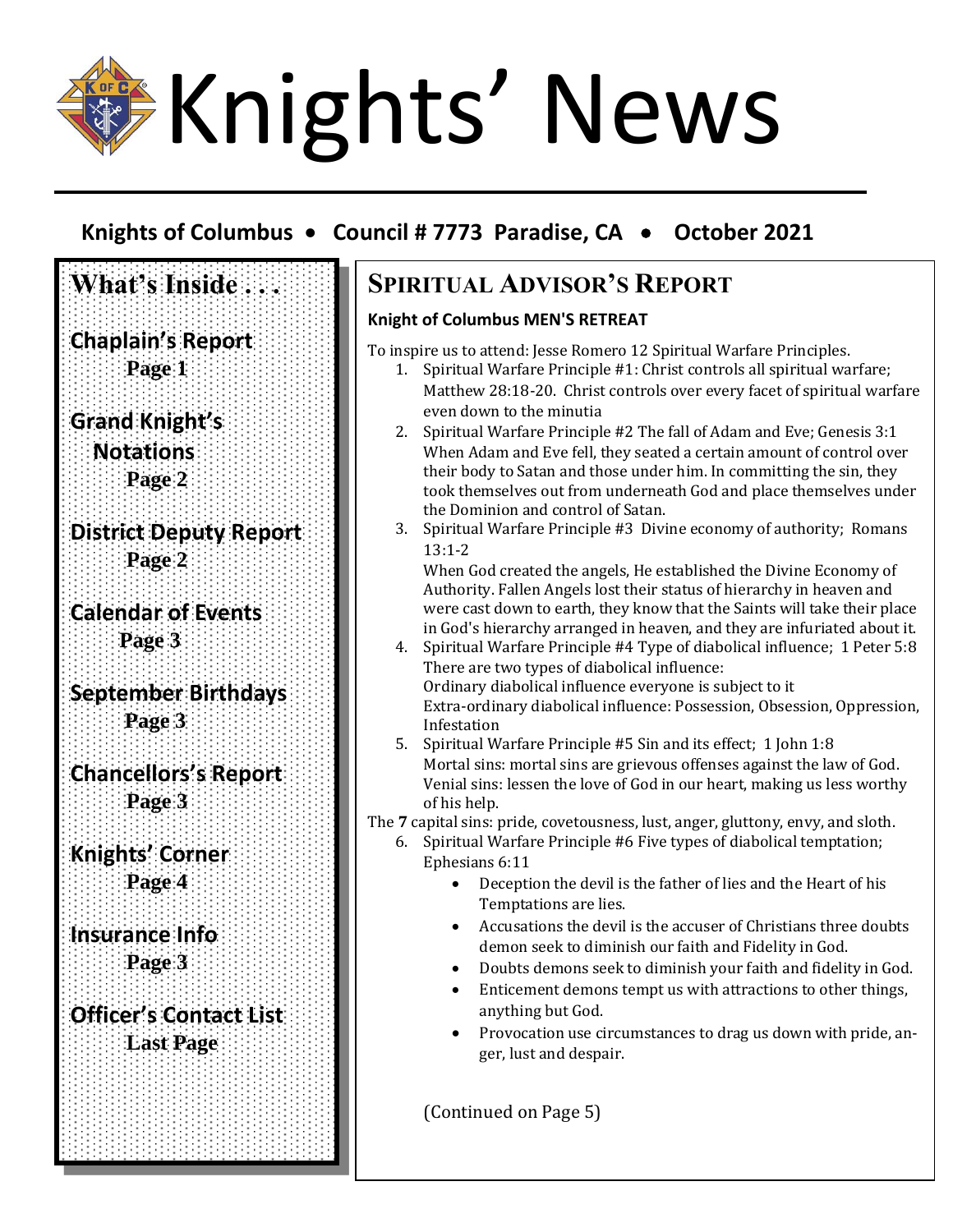# Knights' News

**Knights of Columbus • Council # 7773 Paradise, CA • October 2021**

## What's Inside . . .

**Chaplain's Report**
Page 1

**Grand Knight's Notations**
Page 2

**District Deputy Report**
Page 2

**Calendar of Events**
Page 3

**September Birthdays**
Page 3

**Chancellors's Report**
Page 3

**Knights' Corner**
Page 4

**Insurance Info**
Page 3

**Officer's Contact List**
Last Page

## Spiritual Advisor's Report

**Knight of Columbus MEN'S RETREAT**

To inspire us to attend: Jesse Romero 12 Spiritual Warfare Principles.

1. Spiritual Warfare Principle #1: Christ controls all spiritual warfare; Matthew 28:18-20. Christ controls over every facet of spiritual warfare even down to the minutia
2. Spiritual Warfare Principle #2 The fall of Adam and Eve; Genesis 3:1 When Adam and Eve fell, they seated a certain amount of control over their body to Satan and those under him. In committing the sin, they took themselves out from underneath God and place themselves under the Dominion and control of Satan.
3. Spiritual Warfare Principle #3 Divine economy of authority; Romans 13:1-2
   When God created the angels, He established the Divine Economy of Authority. Fallen Angels lost their status of hierarchy in heaven and were cast down to earth, they know that the Saints will take their place in God's hierarchy arranged in heaven, and they are infuriated about it.
4. Spiritual Warfare Principle #4 Type of diabolical influence; 1 Peter 5:8
   There are two types of diabolical influence:
   Ordinary diabolical influence everyone is subject to it
   Extra-ordinary diabolical influence: Possession, Obsession, Oppression, Infestation
5. Spiritual Warfare Principle #5 Sin and its effect; 1 John 1:8
   Mortal sins: mortal sins are grievous offenses against the law of God. Venial sins: lessen the love of God in our heart, making us less worthy of his help.

The **7** capital sins: pride, covetousness, lust, anger, gluttony, envy, and sloth.

6. Spiritual Warfare Principle #6 Five types of diabolical temptation; Ephesians 6:11
   - Deception the devil is the father of lies and the Heart of his Temptations are lies.
   - Accusations the devil is the accuser of Christians three doubts demon seek to diminish our faith and Fidelity in God.
   - Doubts demons seek to diminish your faith and fidelity in God.
   - Enticement demons tempt us with attractions to other things, anything but God.
   - Provocation use circumstances to drag us down with pride, anger, lust and despair.

(Continued on Page 5)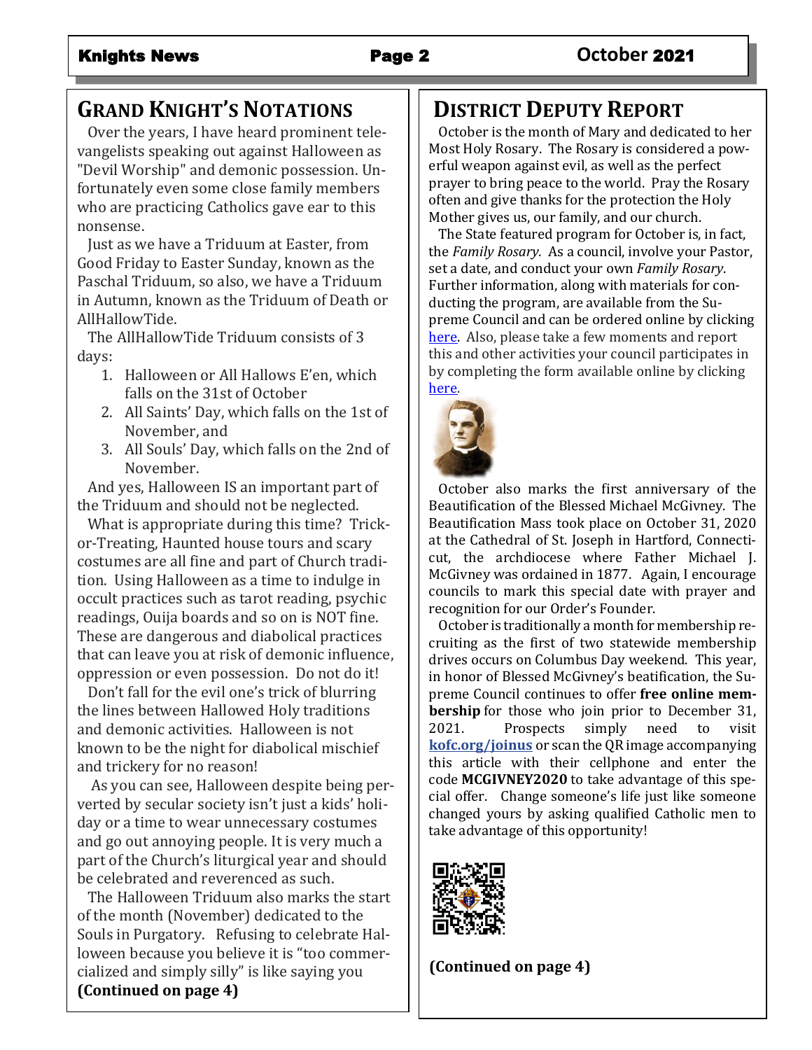## GRAND KNIGHT'S NOTATIONS

Over the years, I have heard prominent televangelists speaking out against Halloween as "Devil Worship" and demonic possession. Unfortunately even some close family members who are practicing Catholics gave ear to this nonsense.

Just as we have a Triduum at Easter, from Good Friday to Easter Sunday, known as the Paschal Triduum, so also, we have a Triduum in Autumn, known as the Triduum of Death or AllHallowTide.

The AllHallowTide Triduum consists of 3 days:

1. Halloween or All Hallows E'en, which falls on the 31st of October
2. All Saints' Day, which falls on the 1st of November, and
3. All Souls' Day, which falls on the 2nd of November.

And yes, Halloween IS an important part of the Triduum and should not be neglected.

What is appropriate during this time? Trick-or-Treating, Haunted house tours and scary costumes are all fine and part of Church tradition. Using Halloween as a time to indulge in occult practices such as tarot reading, psychic readings, Ouija boards and so on is NOT fine. These are dangerous and diabolical practices that can leave you at risk of demonic influence, oppression or even possession. Do not do it!

Don't fall for the evil one's trick of blurring the lines between Hallowed Holy traditions and demonic activities. Halloween is not known to be the night for diabolical mischief and trickery for no reason!

As you can see, Halloween despite being perverted by secular society isn't just a kids' holiday or a time to wear unnecessary costumes and go out annoying people. It is very much a part of the Church's liturgical year and should be celebrated and reverenced as such.

The Halloween Triduum also marks the start of the month (November) dedicated to the Souls in Purgatory. Refusing to celebrate Halloween because you believe it is "too commercialized and simply silly" is like saying you

**(Continued on page 4)**

## DISTRICT DEPUTY REPORT

October is the month of Mary and dedicated to her Most Holy Rosary. The Rosary is considered a powerful weapon against evil, as well as the perfect prayer to bring peace to the world. Pray the Rosary often and give thanks for the protection the Holy Mother gives us, our family, and our church.

The State featured program for October is, in fact, the *Family Rosary*. As a council, involve your Pastor, set a date, and conduct your own *Family Rosary*. Further information, along with materials for conducting the program, are available from the Supreme Council and can be ordered online by clicking here. Also, please take a few moments and report this and other activities your council participates in by completing the form available online by clicking here.

October also marks the first anniversary of the Beautification of the Blessed Michael McGivney. The Beautification Mass took place on October 31, 2020 at the Cathedral of St. Joseph in Hartford, Connecticut, the archdiocese where Father Michael J. McGivney was ordained in 1877. Again, I encourage councils to mark this special date with prayer and recognition for our Order's Founder.

October is traditionally a month for membership recruiting as the first of two statewide membership drives occurs on Columbus Day weekend. This year, in honor of Blessed McGivney's beatification, the Supreme Council continues to offer **free online membership** for those who join prior to December 31, 2021. Prospects simply need to visit **kofc.org/joinus** or scan the QR image accompanying this article with their cellphone and enter the code **MCGIVNEY2020** to take advantage of this special offer. Change someone's life just like someone changed yours by asking qualified Catholic men to take advantage of this opportunity!

**(Continued on page 4)**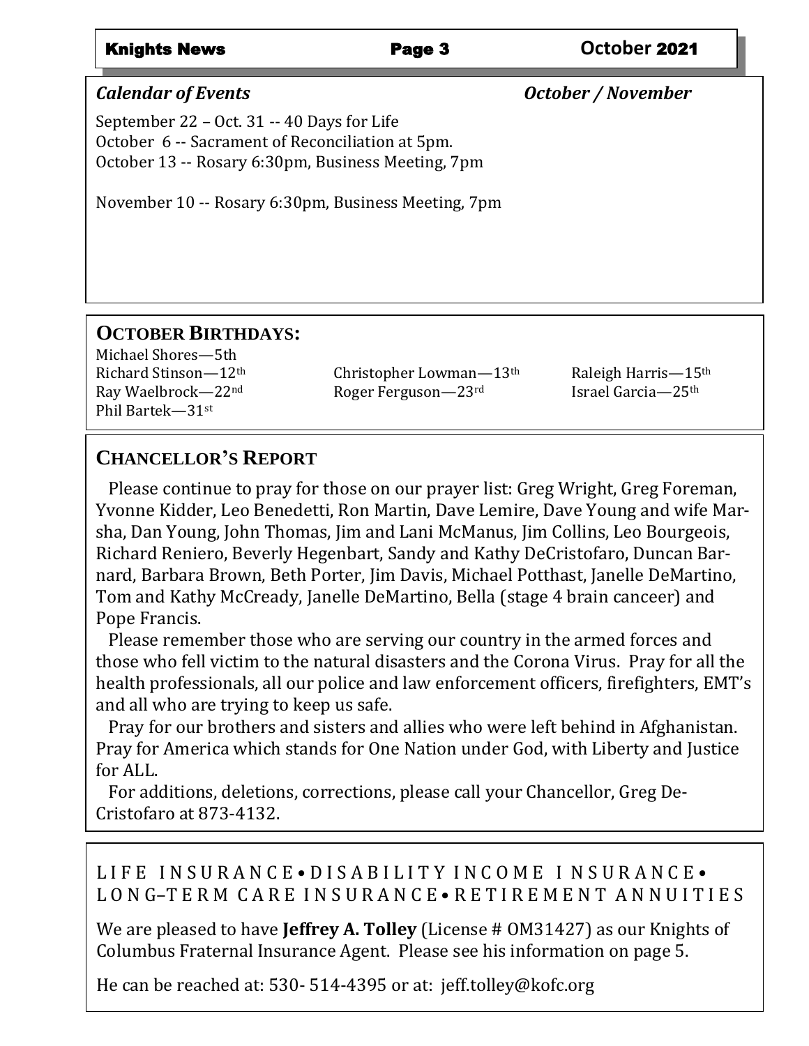## *Calendar of Events* *October / November*

September 22 – Oct. 31 -- 40 Days for Life
October 6 -- Sacrament of Reconciliation at 5pm.
October 13 -- Rosary 6:30pm, Business Meeting, 7pm

November 10 -- Rosary 6:30pm, Business Meeting, 7pm

## OCTOBER BIRTHDAYS:

Michael Shores—5th
Richard Stinson—12th
Christopher Lowman—13th
Raleigh Harris—15th
Ray Waelbrock—22nd
Roger Ferguson—23rd
Israel Garcia—25th
Phil Bartek—31st

## CHANCELLOR'S REPORT

Please continue to pray for those on our prayer list: Greg Wright, Greg Foreman, Yvonne Kidder, Leo Benedetti, Ron Martin, Dave Lemire, Dave Young and wife Marsha, Dan Young, John Thomas, Jim and Lani McManus, Jim Collins, Leo Bourgeois, Richard Reniero, Beverly Hegenbart, Sandy and Kathy DeCristofaro, Duncan Barnard, Barbara Brown, Beth Porter, Jim Davis, Michael Potthast, Janelle DeMartino, Tom and Kathy McCready, Janelle DeMartino, Bella (stage 4 brain canceer) and Pope Francis.

Please remember those who are serving our country in the armed forces and those who fell victim to the natural disasters and the Corona Virus. Pray for all the health professionals, all our police and law enforcement officers, firefighters, EMT's and all who are trying to keep us safe.

Pray for our brothers and sisters and allies who were left behind in Afghanistan. Pray for America which stands for One Nation under God, with Liberty and Justice for ALL.

For additions, deletions, corrections, please call your Chancellor, Greg DeCristofaro at 873-4132.

LIFE INSURANCE • DISABILITY INCOME INSURANCE • LONG–TERM CARE INSURANCE • RETIREMENT ANNUITIES

We are pleased to have **Jeffrey A. Tolley** (License # OM31427) as our Knights of Columbus Fraternal Insurance Agent. Please see his information on page 5.

He can be reached at: 530- 514-4395 or at: jeff.tolley@kofc.org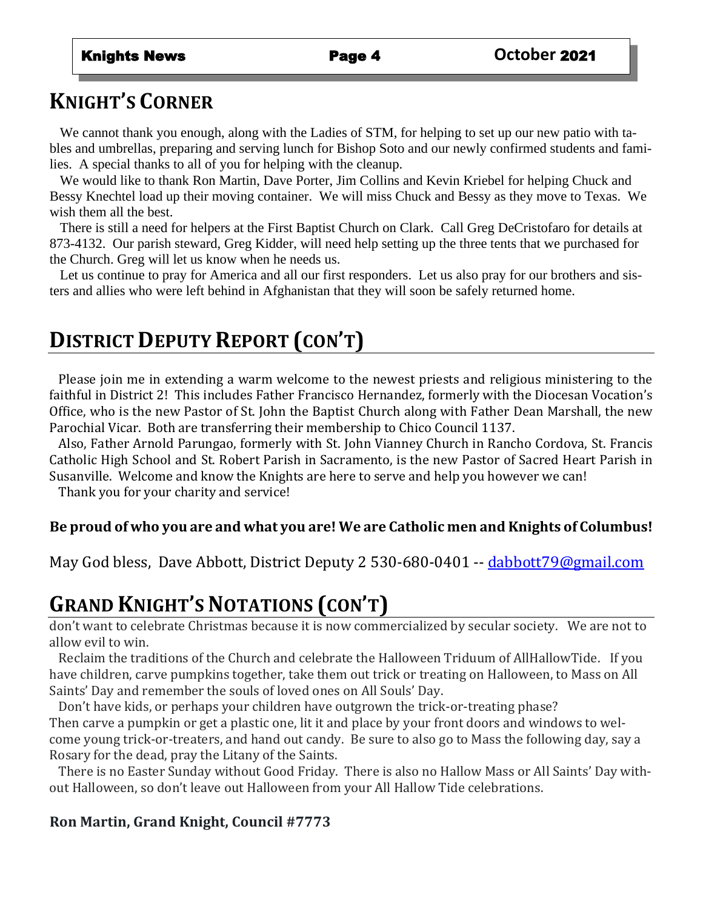## KNIGHT'S CORNER

We cannot thank you enough, along with the Ladies of STM, for helping to set up our new patio with tables and umbrellas, preparing and serving lunch for Bishop Soto and our newly confirmed students and families. A special thanks to all of you for helping with the cleanup.

We would like to thank Ron Martin, Dave Porter, Jim Collins and Kevin Kriebel for helping Chuck and Bessy Knechtel load up their moving container. We will miss Chuck and Bessy as they move to Texas. We wish them all the best.

There is still a need for helpers at the First Baptist Church on Clark. Call Greg DeCristofaro for details at 873-4132. Our parish steward, Greg Kidder, will need help setting up the three tents that we purchased for the Church. Greg will let us know when he needs us.

Let us continue to pray for America and all our first responders. Let us also pray for our brothers and sisters and allies who were left behind in Afghanistan that they will soon be safely returned home.

## DISTRICT DEPUTY REPORT (CON'T)

Please join me in extending a warm welcome to the newest priests and religious ministering to the faithful in District 2! This includes Father Francisco Hernandez, formerly with the Diocesan Vocation's Office, who is the new Pastor of St. John the Baptist Church along with Father Dean Marshall, the new Parochial Vicar. Both are transferring their membership to Chico Council 1137.

Also, Father Arnold Parungao, formerly with St. John Vianney Church in Rancho Cordova, St. Francis Catholic High School and St. Robert Parish in Sacramento, is the new Pastor of Sacred Heart Parish in Susanville. Welcome and know the Knights are here to serve and help you however we can!

Thank you for your charity and service!

**Be proud of who you are and what you are! We are Catholic men and Knights of Columbus!**

May God bless, Dave Abbott, District Deputy 2 530-680-0401 -- dabbott79@gmail.com

## GRAND KNIGHT'S NOTATIONS (CON'T)

don't want to celebrate Christmas because it is now commercialized by secular society. We are not to allow evil to win.

Reclaim the traditions of the Church and celebrate the Halloween Triduum of AllHallowTide. If you have children, carve pumpkins together, take them out trick or treating on Halloween, to Mass on All Saints' Day and remember the souls of loved ones on All Souls' Day.

Don't have kids, or perhaps your children have outgrown the trick-or-treating phase? Then carve a pumpkin or get a plastic one, lit it and place by your front doors and windows to welcome young trick-or-treaters, and hand out candy. Be sure to also go to Mass the following day, say a Rosary for the dead, pray the Litany of the Saints.

There is no Easter Sunday without Good Friday. There is also no Hallow Mass or All Saints' Day without Halloween, so don't leave out Halloween from your All Hallow Tide celebrations.

**Ron Martin, Grand Knight, Council #7773**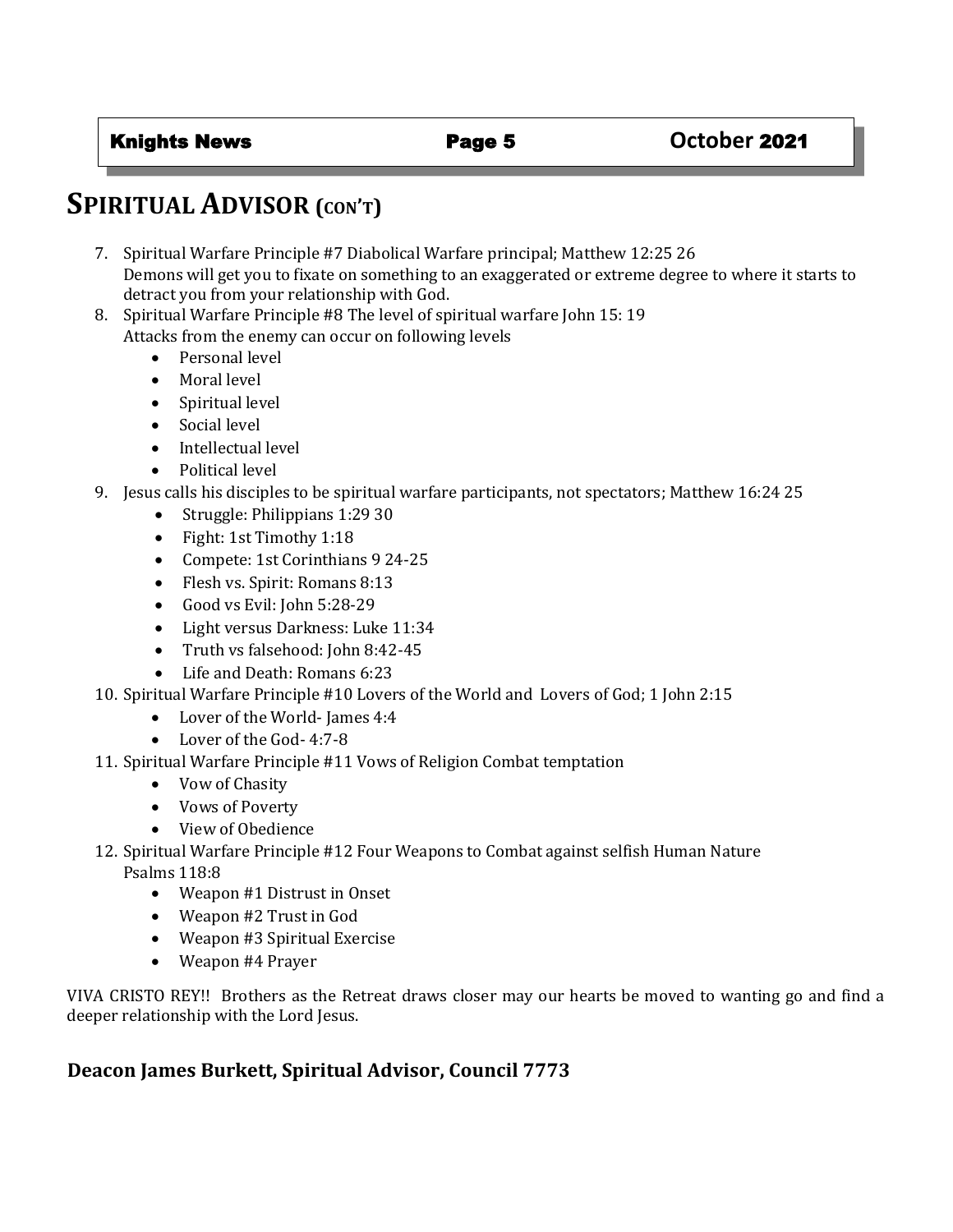# Spiritual Advisor (con't)

7. Spiritual Warfare Principle #7 Diabolical Warfare principal; Matthew 12:25 26
   Demons will get you to fixate on something to an exaggerated or extreme degree to where it starts to detract you from your relationship with God.
8. Spiritual Warfare Principle #8 The level of spiritual warfare John 15: 19
   Attacks from the enemy can occur on following levels
   - Personal level
   - Moral level
   - Spiritual level
   - Social level
   - Intellectual level
   - Political level
9. Jesus calls his disciples to be spiritual warfare participants, not spectators; Matthew 16:24 25
   - Struggle: Philippians 1:29 30
   - Fight: 1st Timothy 1:18
   - Compete: 1st Corinthians 9 24-25
   - Flesh vs. Spirit: Romans 8:13
   - Good vs Evil: John 5:28-29
   - Light versus Darkness: Luke 11:34
   - Truth vs falsehood: John 8:42-45
   - Life and Death: Romans 6:23
10. Spiritual Warfare Principle #10 Lovers of the World and Lovers of God; 1 John 2:15
    - Lover of the World- James 4:4
    - Lover of the God- 4:7-8
11. Spiritual Warfare Principle #11 Vows of Religion Combat temptation
    - Vow of Chasity
    - Vows of Poverty
    - View of Obedience
12. Spiritual Warfare Principle #12 Four Weapons to Combat against selfish Human Nature
    Psalms 118:8
    - Weapon #1 Distrust in Onset
    - Weapon #2 Trust in God
    - Weapon #3 Spiritual Exercise
    - Weapon #4 Prayer

VIVA CRISTO REY!! Brothers as the Retreat draws closer may our hearts be moved to wanting go and find a deeper relationship with the Lord Jesus.

**Deacon James Burkett, Spiritual Advisor, Council 7773**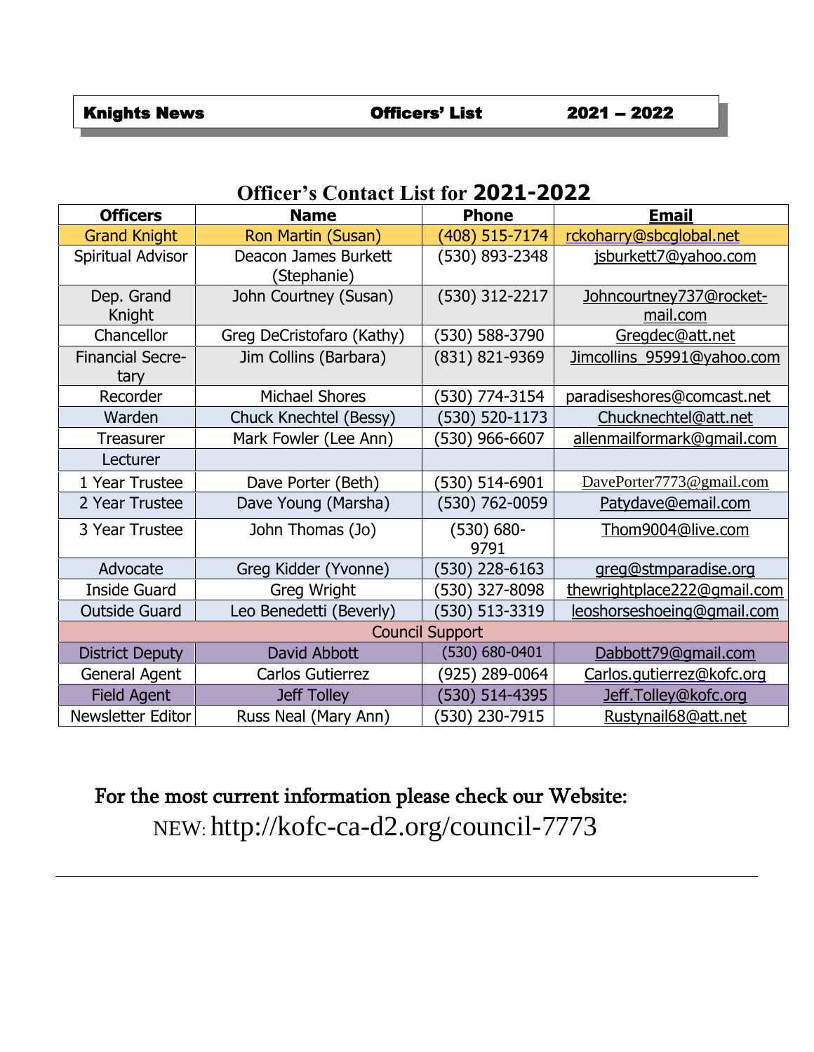**Knights News** **Officers' List** **2021 – 2022**

## Officer's Contact List for 2021-2022

| Officers | Name | Phone | Email |
|---|---|---|---|
| Grand Knight | Ron Martin (Susan) | (408) 515-7174 | rckoharry@sbcglobal.net |
| Spiritual Advisor | Deacon James Burkett (Stephanie) | (530) 893-2348 | jsburkett7@yahoo.com |
| Dep. Grand Knight | John Courtney (Susan) | (530) 312-2217 | Johncourtney737@rocket-mail.com |
| Chancellor | Greg DeCristofaro (Kathy) | (530) 588-3790 | Gregdec@att.net |
| Financial Secre-tary | Jim Collins (Barbara) | (831) 821-9369 | Jimcollins_95991@yahoo.com |
| Recorder | Michael Shores | (530) 774-3154 | paradiseshores@comcast.net |
| Warden | Chuck Knechtel (Bessy) | (530) 520-1173 | Chucknechtel@att.net |
| Treasurer | Mark Fowler (Lee Ann) | (530) 966-6607 | allenmailformark@gmail.com |
| Lecturer | | | |
| 1 Year Trustee | Dave Porter (Beth) | (530) 514-6901 | DavePorter7773@gmail.com |
| 2 Year Trustee | Dave Young (Marsha) | (530) 762-0059 | Patydave@email.com |
| 3 Year Trustee | John Thomas (Jo) | (530) 680-9791 | Thom9004@live.com |
| Advocate | Greg Kidder (Yvonne) | (530) 228-6163 | greg@stmparadise.org |
| Inside Guard | Greg Wright | (530) 327-8098 | thewrightplace222@gmail.com |
| Outside Guard | Leo Benedetti (Beverly) | (530) 513-3319 | leoshorseshoeing@gmail.com |
| Council Support | | | |
| District Deputy | David Abbott | (530) 680-0401 | Dabbott79@gmail.com |
| General Agent | Carlos Gutierrez | (925) 289-0064 | Carlos.gutierrez@kofc.org |
| Field Agent | Jeff Tolley | (530) 514-4395 | Jeff.Tolley@kofc.org |
| Newsletter Editor | Russ Neal (Mary Ann) | (530) 230-7915 | Rustynail68@att.net |

For the most current information please check our Website:

NEW: http://kofc-ca-d2.org/council-7773